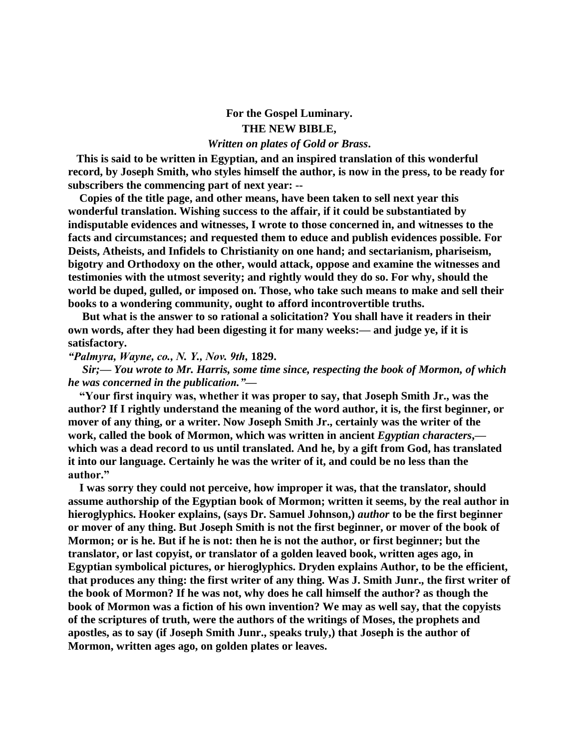**For the Gospel Luminary.**

**THE NEW BIBLE,**

***Written on plates of Gold or Brass*.**

**This is said to be written in Egyptian, and an inspired translation of this wonderful record, by Joseph Smith, who styles himself the author, is now in the press, to be ready for subscribers the commencing part of next year: --**

**Copies of the title page, and other means, have been taken to sell next year this wonderful translation. Wishing success to the affair, if it could be substantiated by indisputable evidences and witnesses, I wrote to those concerned in, and witnesses to the facts and circumstances; and requested them to educe and publish evidences possible. For Deists, Atheists, and Infidels to Christianity on one hand; and sectarianism, phariseism, bigotry and Orthodoxy on the other, would attack, oppose and examine the witnesses and testimonies with the utmost severity; and rightly would they do so. For why, should the world be duped, gulled, or imposed on. Those, who take such means to make and sell their books to a wondering community, ought to afford incontrovertible truths.**

**But what is the answer to so rational a solicitation? You shall have it readers in their own words, after they had been digesting it for many weeks:— and judge ye, if it is satisfactory.**

***"Palmyra, Wayne, co., N. Y., Nov. 9th*, 1829.**

***Sir;— You wrote to Mr. Harris, some time since, respecting the book of Mormon, of which he was concerned in the publication."—***

**"Your first inquiry was, whether it was proper to say, that Joseph Smith Jr., was the author? If I rightly understand the meaning of the word author, it is, the first beginner, or mover of any thing, or a writer. Now Joseph Smith Jr., certainly was the writer of the work, called the book of Mormon, which was written in ancient *Egyptian characters*,— which was a dead record to us until translated. And he, by a gift from God, has translated it into our language. Certainly he was the writer of it, and could be no less than the author."**

**I was sorry they could not perceive, how improper it was, that the translator, should assume authorship of the Egyptian book of Mormon; written it seems, by the real author in hieroglyphics. Hooker explains, (says Dr. Samuel Johnson,) *author* to be the first beginner or mover of any thing. But Joseph Smith is not the first beginner, or mover of the book of Mormon; or is he. But if he is not: then he is not the author, or first beginner; but the translator, or last copyist, or translator of a golden leaved book, written ages ago, in Egyptian symbolical pictures, or hieroglyphics. Dryden explains Author, to be the efficient, that produces any thing: the first writer of any thing. Was J. Smith Junr., the first writer of the book of Mormon? If he was not, why does he call himself the author? as though the book of Mormon was a fiction of his own invention? We may as well say, that the copyists of the scriptures of truth, were the authors of the writings of Moses, the prophets and apostles, as to say (if Joseph Smith Junr., speaks truly,) that Joseph is the author of Mormon, written ages ago, on golden plates or leaves.**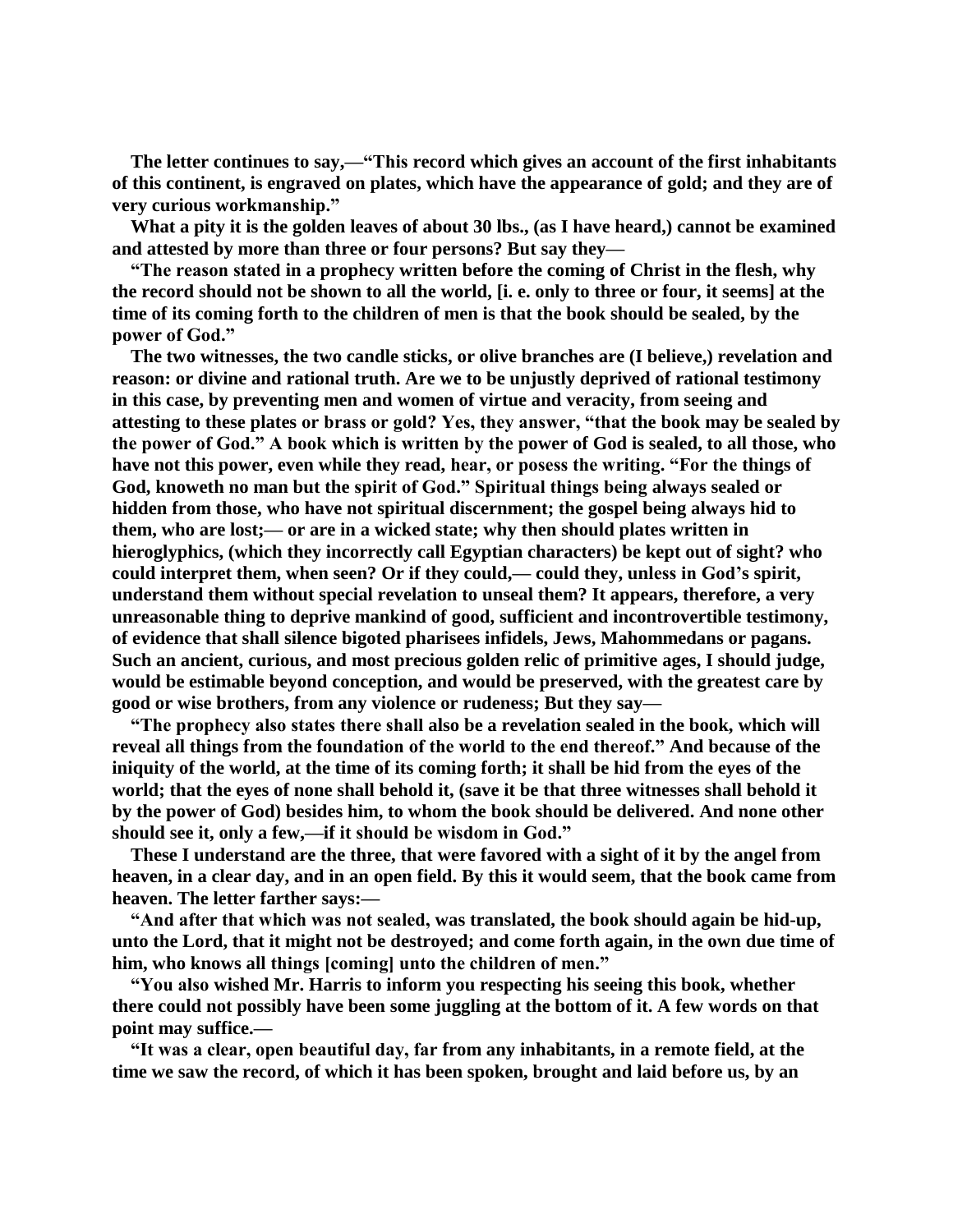**The letter continues to say,—"This record which gives an account of the first inhabitants of this continent, is engraved on plates, which have the appearance of gold; and they are of very curious workmanship."**

**What a pity it is the golden leaves of about 30 lbs., (as I have heard,) cannot be examined and attested by more than three or four persons? But say they—**

**"The reason stated in a prophecy written before the coming of Christ in the flesh, why the record should not be shown to all the world, [i. e. only to three or four, it seems] at the time of its coming forth to the children of men is that the book should be sealed, by the power of God."**

**The two witnesses, the two candle sticks, or olive branches are (I believe,) revelation and reason: or divine and rational truth. Are we to be unjustly deprived of rational testimony in this case, by preventing men and women of virtue and veracity, from seeing and attesting to these plates or brass or gold? Yes, they answer, "that the book may be sealed by the power of God." A book which is written by the power of God is sealed, to all those, who have not this power, even while they read, hear, or posess the writing. "For the things of God, knoweth no man but the spirit of God." Spiritual things being always sealed or hidden from those, who have not spiritual discernment; the gospel being always hid to them, who are lost;— or are in a wicked state; why then should plates written in hieroglyphics, (which they incorrectly call Egyptian characters) be kept out of sight? who could interpret them, when seen? Or if they could,— could they, unless in God's spirit, understand them without special revelation to unseal them? It appears, therefore, a very unreasonable thing to deprive mankind of good, sufficient and incontrovertible testimony, of evidence that shall silence bigoted pharisees infidels, Jews, Mahommedans or pagans. Such an ancient, curious, and most precious golden relic of primitive ages, I should judge, would be estimable beyond conception, and would be preserved, with the greatest care by good or wise brothers, from any violence or rudeness; But they say—**

**"The prophecy also states there shall also be a revelation sealed in the book, which will reveal all things from the foundation of the world to the end thereof." And because of the iniquity of the world, at the time of its coming forth; it shall be hid from the eyes of the world; that the eyes of none shall behold it, (save it be that three witnesses shall behold it by the power of God) besides him, to whom the book should be delivered. And none other should see it, only a few,—if it should be wisdom in God."**

**These I understand are the three, that were favored with a sight of it by the angel from heaven, in a clear day, and in an open field. By this it would seem, that the book came from heaven. The letter farther says:—**

**"And after that which was not sealed, was translated, the book should again be hid-up, unto the Lord, that it might not be destroyed; and come forth again, in the own due time of him, who knows all things [coming] unto the children of men."**

**"You also wished Mr. Harris to inform you respecting his seeing this book, whether there could not possibly have been some juggling at the bottom of it. A few words on that point may suffice.—**

**"It was a clear, open beautiful day, far from any inhabitants, in a remote field, at the time we saw the record, of which it has been spoken, brought and laid before us, by an**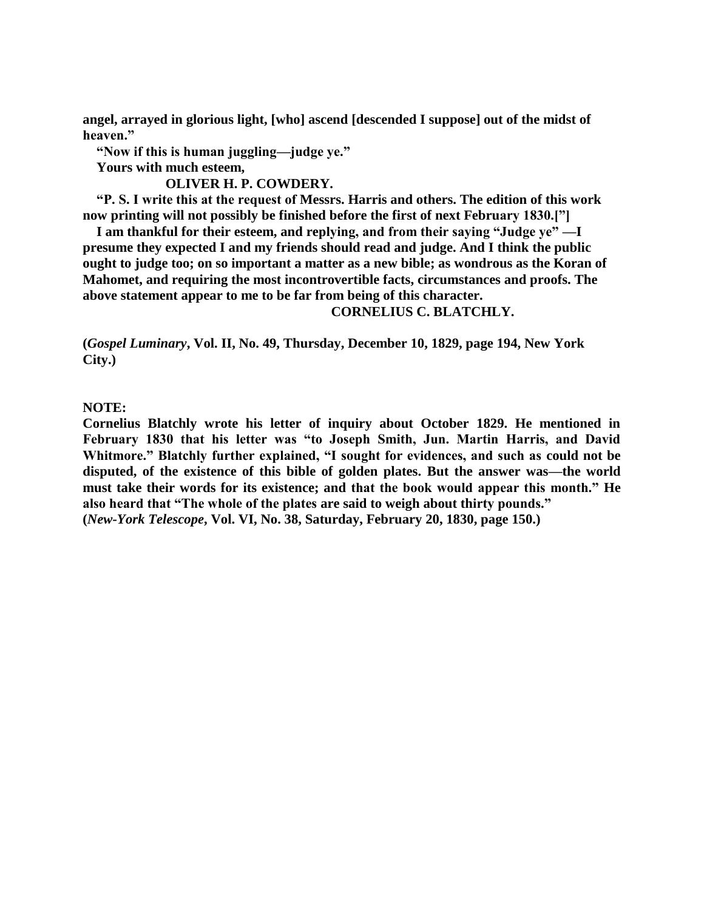**angel, arrayed in glorious light, [who] ascend [descended I suppose] out of the midst of heaven."**

**"Now if this is human juggling—judge ye."**

**Yours with much esteem,**

**OLIVER H. P. COWDERY.**

**"P. S. I write this at the request of Messrs. Harris and others. The edition of this work now printing will not possibly be finished before the first of next February 1830.["]**

**I am thankful for their esteem, and replying, and from their saying "Judge ye" —I presume they expected I and my friends should read and judge. And I think the public ought to judge too; on so important a matter as a new bible; as wondrous as the Koran of Mahomet, and requiring the most incontrovertible facts, circumstances and proofs. The above statement appear to me to be far from being of this character.**

**CORNELIUS C. BLATCHLY.**

**(*Gospel Luminary*, Vol. II, No. 49, Thursday, December 10, 1829, page 194, New York City.)**

**NOTE:**

**Cornelius Blatchly wrote his letter of inquiry about October 1829. He mentioned in February 1830 that his letter was "to Joseph Smith, Jun. Martin Harris, and David Whitmore." Blatchly further explained, "I sought for evidences, and such as could not be disputed, of the existence of this bible of golden plates. But the answer was—the world must take their words for its existence; and that the book would appear this month." He also heard that "The whole of the plates are said to weigh about thirty pounds." (*New-York Telescope*, Vol. VI, No. 38, Saturday, February 20, 1830, page 150.)**